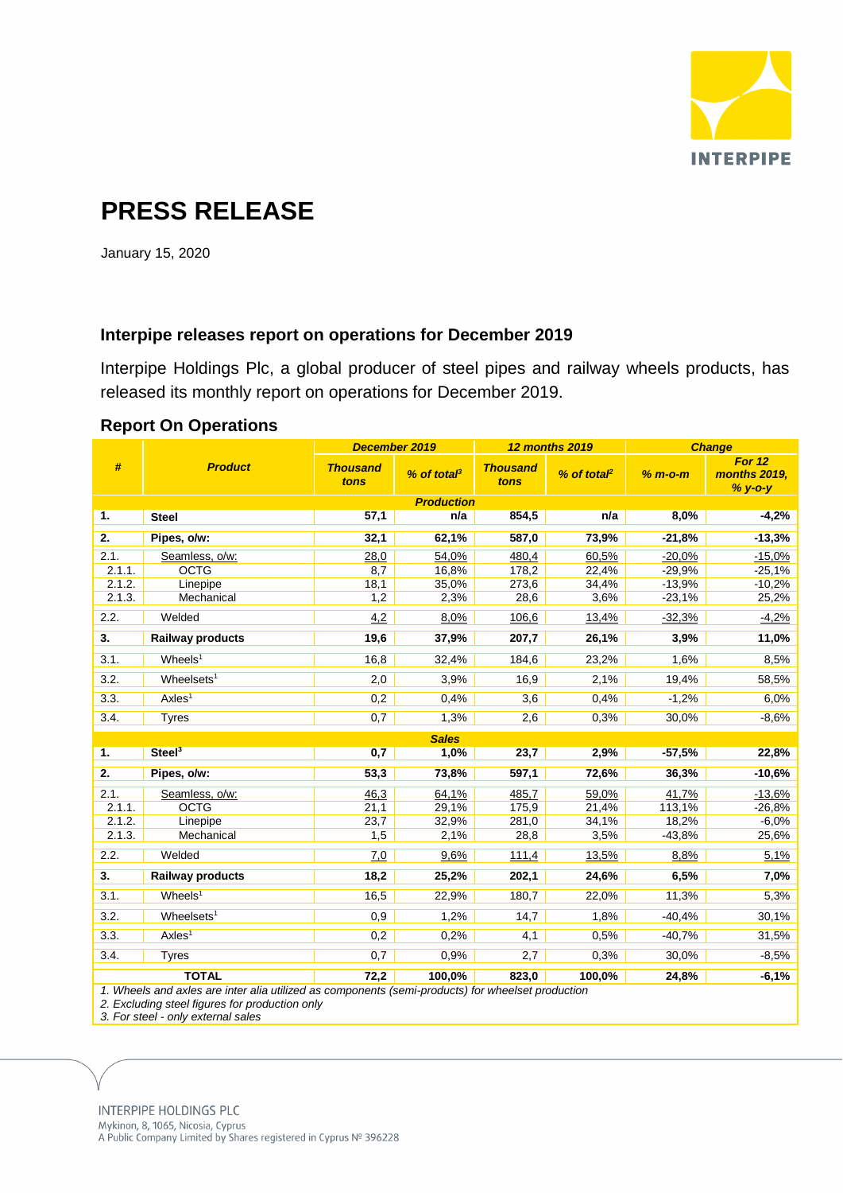# PRESS RELEASE

January 15, 2020

## Interpipe releases report on operations for December 2019

Interpipe Holdings Plc, a global producer of steel pipes and railway wheels products, has released its monthly report on operations for December 2019.

### Report On Operations

| # | Product | December 2019 | | 12 months 2019 | | Change | |
|---|---|---|---|---|---|---|---|
| | | Thousand tons | % of total[3] | Thousand tons | % of total[2] | % m-o-m | For 12 months 2019, % y-o-y |
| | | | | **Production** | | | |
| **1.** | **Steel** | **57,1** | **n/a** | **854,5** | **n/a** | **8,0%** | **-4,2%** |
| **2.** | **Pipes, o/w:** | **32,1** | **62,1%** | **587,0** | **73,9%** | **-21,8%** | **-13,3%** |
| 2.1. | Seamless, o/w: | 28,0 | 54,0% | 480,4 | 60,5% | -20,0% | -15,0% |
| 2.1.1. | OCTG | 8,7 | 16,8% | 178,2 | 22,4% | -29,9% | -25,1% |
| 2.1.2. | Linepipe | 18,1 | 35,0% | 273,6 | 34,4% | -13,9% | -10,2% |
| 2.1.3. | Mechanical | 1,2 | 2,3% | 28,6 | 3,6% | -23,1% | 25,2% |
| 2.2. | Welded | 4,2 | 8,0% | 106,6 | 13,4% | -32,3% | -4,2% |
| **3.** | **Railway products** | **19,6** | **37,9%** | **207,7** | **26,1%** | **3,9%** | **11,0%** |
| 3.1. | Wheels[1] | 16,8 | 32,4% | 184,6 | 23,2% | 1,6% | 8,5% |
| 3.2. | Wheelsets[1] | 2,0 | 3,9% | 16,9 | 2,1% | 19,4% | 58,5% |
| 3.3. | Axles[1] | 0,2 | 0,4% | 3,6 | 0,4% | -1,2% | 6,0% |
| 3.4. | Tyres | 0,7 | 1,3% | 2,6 | 0,3% | 30,0% | -8,6% |
| | | | | **Sales** | | | |
| **1.** | **Steel[3]** | **0,7** | **1,0%** | **23,7** | **2,9%** | **-57,5%** | **22,8%** |
| **2.** | **Pipes, o/w:** | **53,3** | **73,8%** | **597,1** | **72,6%** | **36,3%** | **-10,6%** |
| 2.1. | Seamless, o/w: | 46,3 | 64,1% | 485,7 | 59,0% | 41,7% | -13,6% |
| 2.1.1. | OCTG | 21,1 | 29,1% | 175,9 | 21,4% | 113,1% | -26,8% |
| 2.1.2. | Linepipe | 23,7 | 32,9% | 281,0 | 34,1% | 18,2% | -6,0% |
| 2.1.3. | Mechanical | 1,5 | 2,1% | 28,8 | 3,5% | -43,8% | 25,6% |
| 2.2. | Welded | 7,0 | 9,6% | 111,4 | 13,5% | 8,8% | 5,1% |
| **3.** | **Railway products** | **18,2** | **25,2%** | **202,1** | **24,6%** | **6,5%** | **7,0%** |
| 3.1. | Wheels[1] | 16,5 | 22,9% | 180,7 | 22,0% | 11,3% | 5,3% |
| 3.2. | Wheelsets[1] | 0,9 | 1,2% | 14,7 | 1,8% | -40,4% | 30,1% |
| 3.3. | Axles[1] | 0,2 | 0,2% | 4,1 | 0,5% | -40,7% | 31,5% |
| 3.4. | Tyres | 0,7 | 0,9% | 2,7 | 0,3% | 30,0% | -8,5% |
| | **TOTAL** | **72,2** | **100,0%** | **823,0** | **100,0%** | **24,8%** | **-6,1%** |

*1. Wheels and axles are inter alia utilized as components (semi-products) for wheelset production*
*2. Excluding steel figures for production only*
*3. For steel - only external sales*

INTERPIPE HOLDINGS PLC
Mykinon, 8, 1065, Nicosia, Cyprus
A Public Company Limited by Shares registered in Cyprus № 396228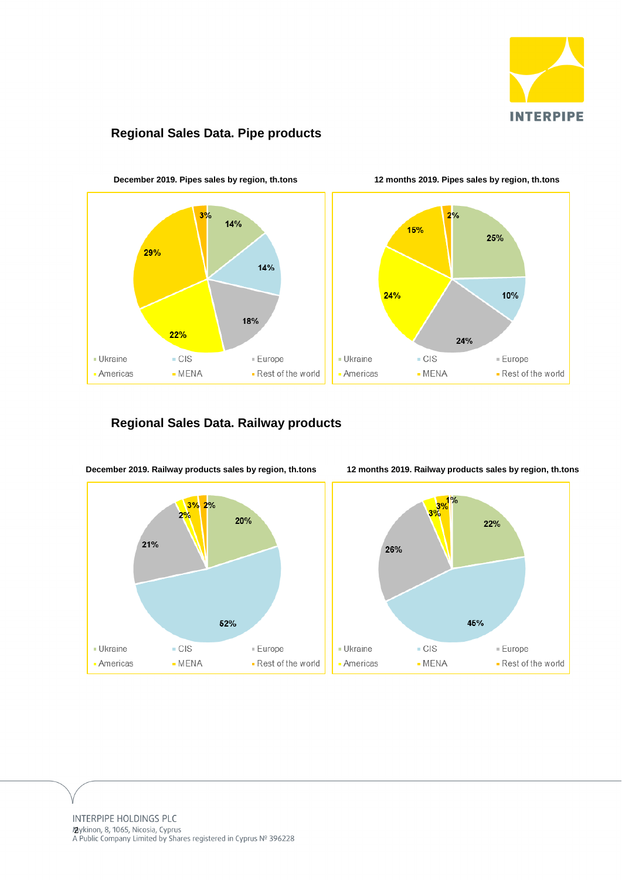## Regional Sales Data. Pipe products

**December 2019. Pipes sales by region, th.tons**

| Region | Share |
|---|---|
| Ukraine | 14% |
| CIS | 14% |
| Europe | 18% |
| Americas | 22% |
| MENA | 29% |
| Rest of the world | 3% |

**12 months 2019. Pipes sales by region, th.tons**

| Region | Share |
|---|---|
| Ukraine | 25% |
| CIS | 10% |
| Europe | 24% |
| Americas | 24% |
| MENA | 15% |
| Rest of the world | 2% |

## Regional Sales Data. Railway products

**December 2019. Railway products sales by region, th.tons**

| Region | Share |
|---|---|
| Ukraine | 20% |
| CIS | 52% |
| Europe | 21% |
| Americas | 2% |
| MENA | 3% |
| Rest of the world | 2% |

**12 months 2019. Railway products sales by region, th.tons**

| Region | Share |
|---|---|
| Ukraine | 22% |
| CIS | 45% |
| Europe | 26% |
| Americas | 3% |
| MENA | 3% |
| Rest of the world | 1% |

INTERPIPE HOLDINGS PLC
Arch. Makariou III, 1, Mykinon, 8, 1065, Nicosia, Cyprus
A Public Company Limited by Shares registered in Cyprus № 396228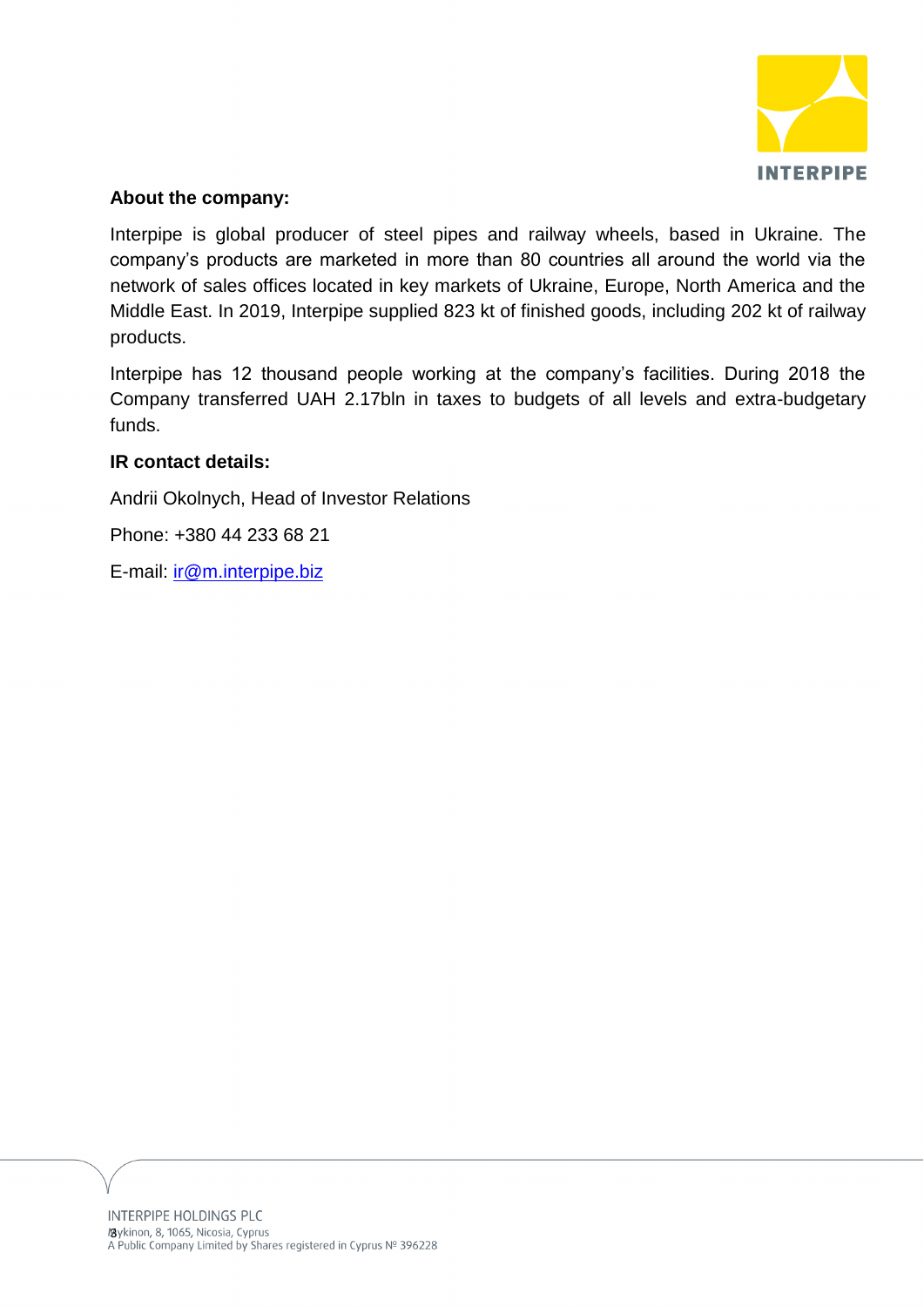**About the company:**

Interpipe is global producer of steel pipes and railway wheels, based in Ukraine. The company's products are marketed in more than 80 countries all around the world via the network of sales offices located in key markets of Ukraine, Europe, North America and the Middle East. In 2019, Interpipe supplied 823 kt of finished goods, including 202 kt of railway products.

Interpipe has 12 thousand people working at the company's facilities. During 2018 the Company transferred UAH 2.17bln in taxes to budgets of all levels and extra-budgetary funds.

**IR contact details:**

Andrii Okolnych, Head of Investor Relations

Phone: +380 44 233 68 21

E-mail: ir@m.interpipe.biz

INTERPIPE HOLDINGS PLC
Lykinon, 8, 1065, Nicosia, Cyprus
A Public Company Limited by Shares registered in Cyprus № 396228